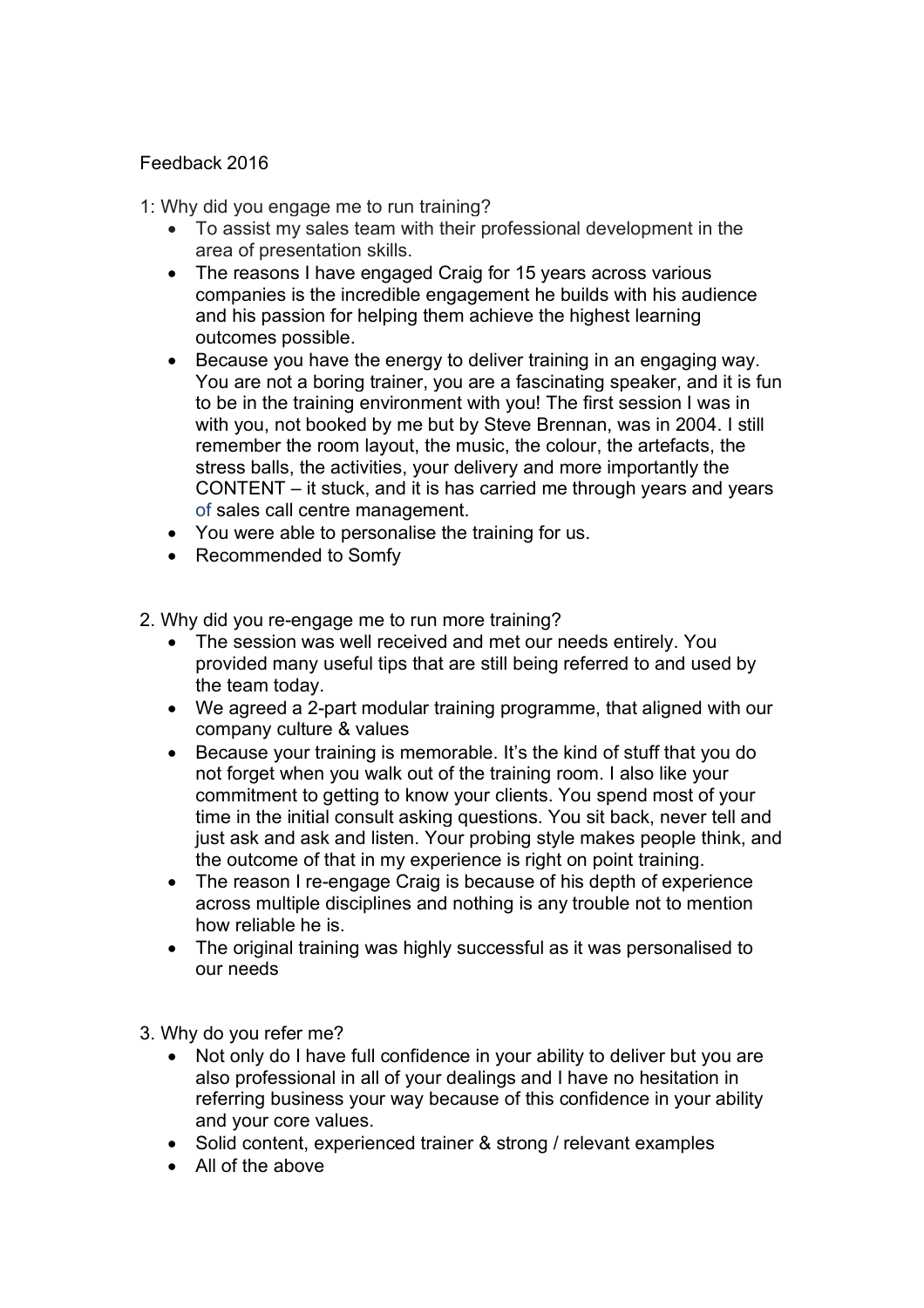Feedback 2016

1: Why did you engage me to run training?

- To assist my sales team with their professional development in the area of presentation skills.
- The reasons I have engaged Craig for 15 years across various companies is the incredible engagement he builds with his audience and his passion for helping them achieve the highest learning outcomes possible.
- Because you have the energy to deliver training in an engaging way. You are not a boring trainer, you are a fascinating speaker, and it is fun to be in the training environment with you! The first session I was in with you, not booked by me but by Steve Brennan, was in 2004. I still remember the room layout, the music, the colour, the artefacts, the stress balls, the activities, your delivery and more importantly the CONTENT – it stuck, and it is has carried me through years and years of sales call centre management.
- You were able to personalise the training for us.
- Recommended to Somfy

2. Why did you re-engage me to run more training?

- The session was well received and met our needs entirely. You provided many useful tips that are still being referred to and used by the team today.
- We agreed a 2-part modular training programme, that aligned with our company culture & values
- Because your training is memorable. It's the kind of stuff that you do not forget when you walk out of the training room. I also like your commitment to getting to know your clients. You spend most of your time in the initial consult asking questions. You sit back, never tell and just ask and ask and listen. Your probing style makes people think, and the outcome of that in my experience is right on point training.
- The reason I re-engage Craig is because of his depth of experience across multiple disciplines and nothing is any trouble not to mention how reliable he is.
- The original training was highly successful as it was personalised to our needs

3. Why do you refer me?

- Not only do I have full confidence in your ability to deliver but you are also professional in all of your dealings and I have no hesitation in referring business your way because of this confidence in your ability and your core values.
- Solid content, experienced trainer & strong / relevant examples
- All of the above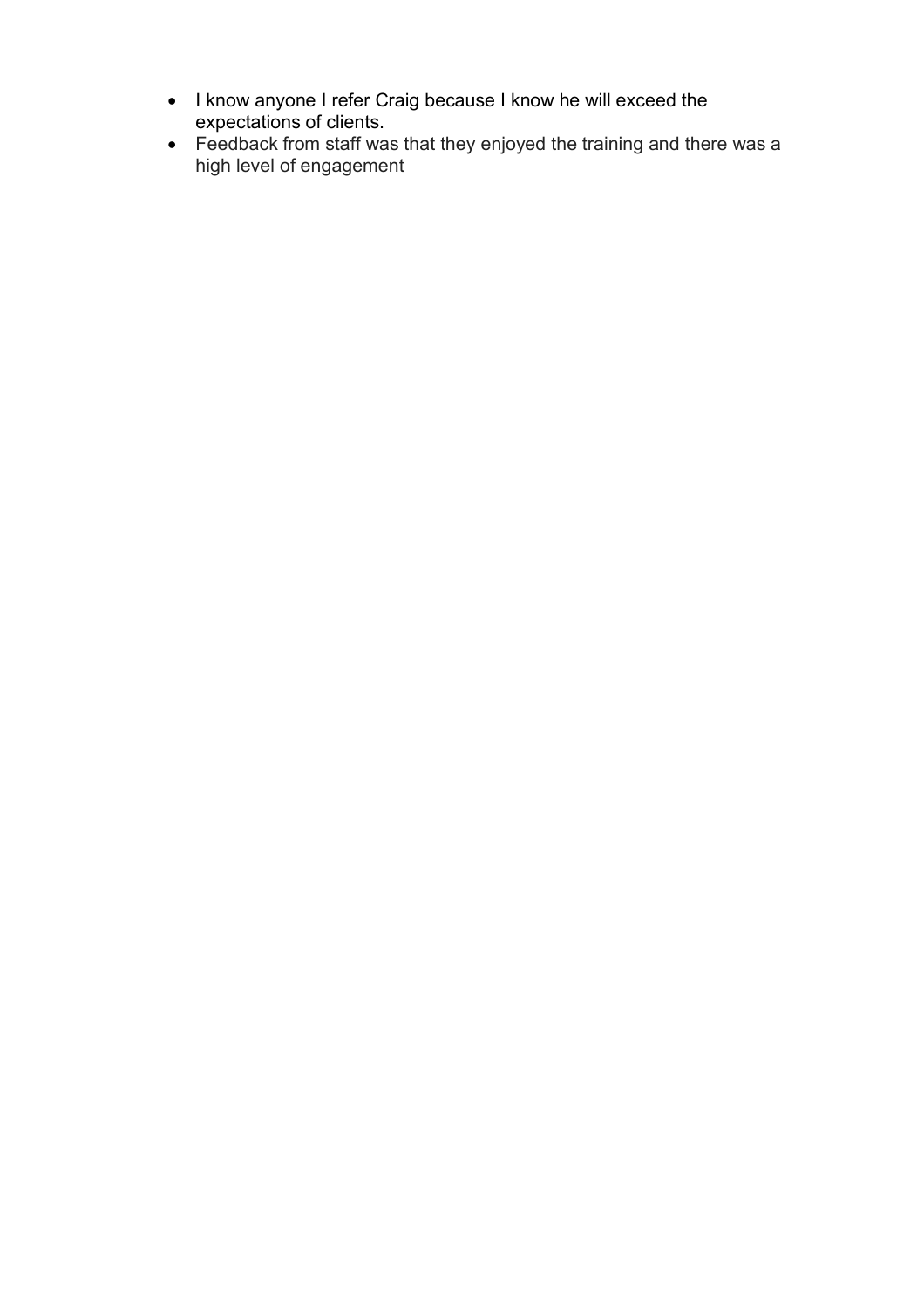- I know anyone I refer Craig because I know he will exceed the expectations of clients.
- Feedback from staff was that they enjoyed the training and there was a high level of engagement